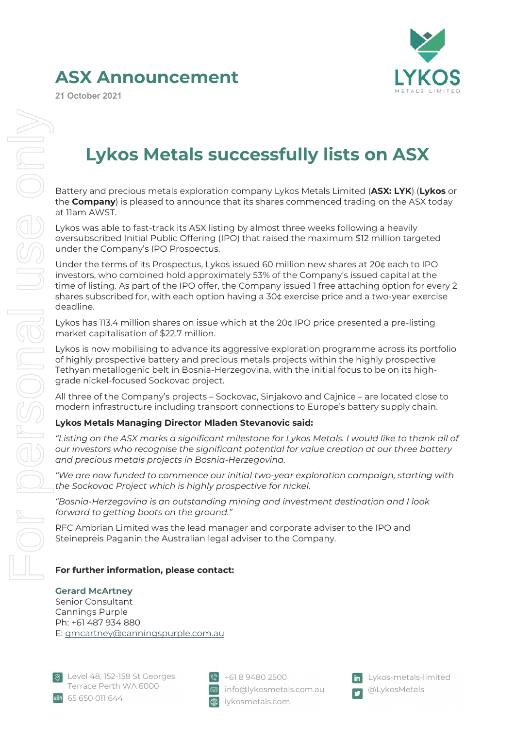# ASX Announcement

21 October 2021

## Lykos Metals successfully lists on ASX

Battery and precious metals exploration company Lykos Metals Limited (**ASX: LYK**) (**Lykos** or the **Company**) is pleased to announce that its shares commenced trading on the ASX today at 11am AWST.

Lykos was able to fast-track its ASX listing by almost three weeks following a heavily oversubscribed Initial Public Offering (IPO) that raised the maximum $12 million targeted under the Company's IPO Prospectus.

Under the terms of its Prospectus, Lykos issued 60 million new shares at 20¢ each to IPO investors, who combined hold approximately 53% of the Company's issued capital at the time of listing. As part of the IPO offer, the Company issued 1 free attaching option for every 2 shares subscribed for, with each option having a 30¢ exercise price and a two-year exercise deadline.

Lykos has 113.4 million shares on issue which at the 20¢ IPO price presented a pre-listing market capitalisation of $22.7 million.

Lykos is now mobilising to advance its aggressive exploration programme across its portfolio of highly prospective battery and precious metals projects within the highly prospective Tethyan metallogenic belt in Bosnia-Herzegovina, with the initial focus to be on its high-grade nickel-focused Sockovac project.

All three of the Company's projects – Sockovac, Sinjakovo and Cajnice – are located close to modern infrastructure including transport connections to Europe's battery supply chain.

**Lykos Metals Managing Director Mladen Stevanovic said:**

*"Listing on the ASX marks a significant milestone for Lykos Metals. I would like to thank all of our investors who recognise the significant potential for value creation at our three battery and precious metals projects in Bosnia-Herzegovina.*

*"We are now funded to commence our initial two-year exploration campaign, starting with the Sockovac Project which is highly prospective for nickel.*

*"Bosnia-Herzegovina is an outstanding mining and investment destination and I look forward to getting boots on the ground."*

RFC Ambrian Limited was the lead manager and corporate adviser to the IPO and Steinepreis Paganin the Australian legal adviser to the Company.

**For further information, please contact:**

**Gerard McArtney**
Senior Consultant
Cannings Purple
Ph: +61 487 934 880
E: gmcartney@canningspurple.com.au

Level 48, 152-158 St Georges Terrace Perth WA 6000
ABN 65 650 011 644
+61 8 9480 2500
info@lykosmetals.com.au
lykosmetals.com
Lykos-metals-limited
@LykosMetals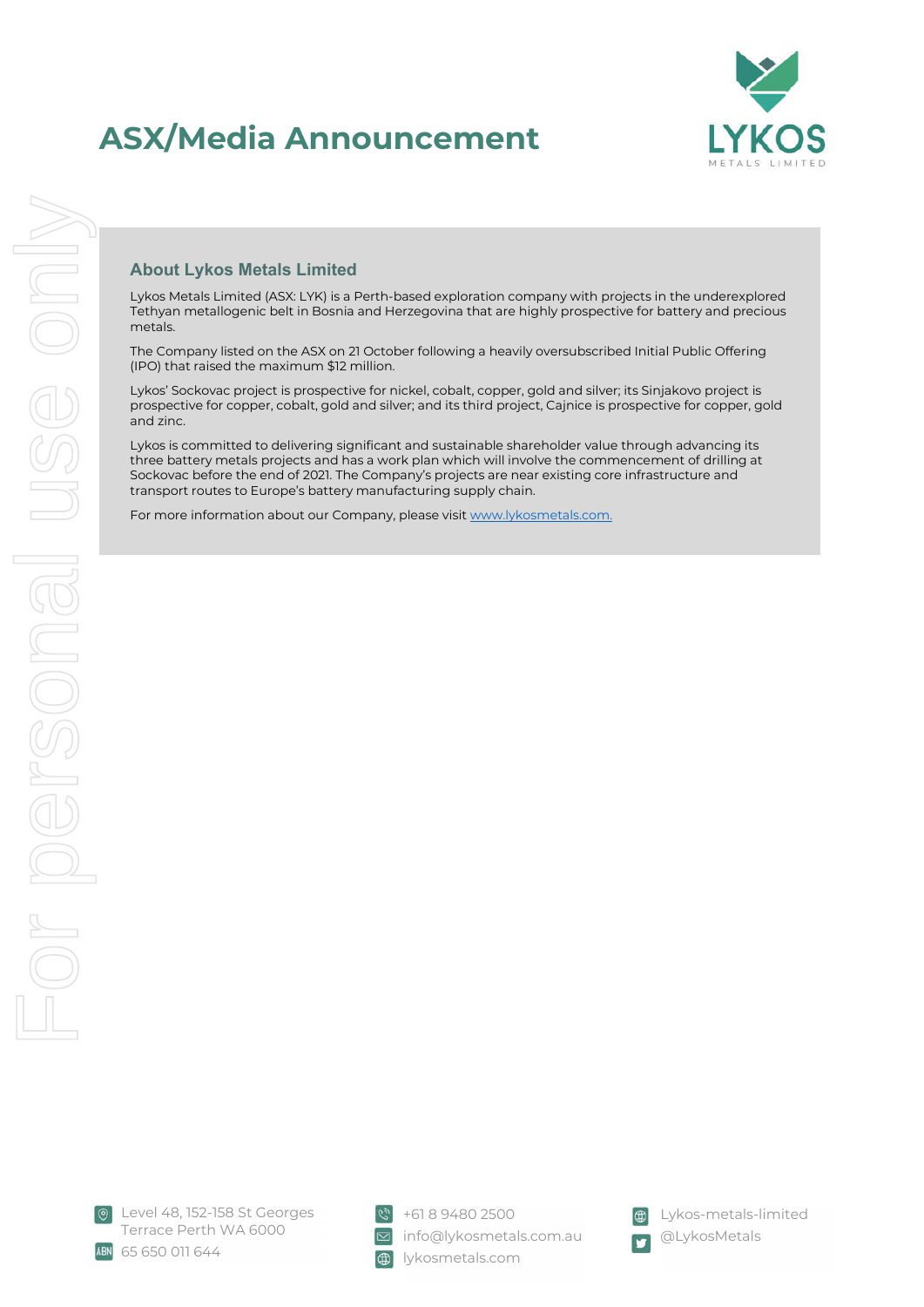## About Lykos Metals Limited

Lykos Metals Limited (ASX: LYK) is a Perth-based exploration company with projects in the underexplored Tethyan metallogenic belt in Bosnia and Herzegovina that are highly prospective for battery and precious metals.

The Company listed on the ASX on 21 October following a heavily oversubscribed Initial Public Offering (IPO) that raised the maximum $12 million.

Lykos' Sockovac project is prospective for nickel, cobalt, copper, gold and silver; its Sinjakovo project is prospective for copper, cobalt, gold and silver; and its third project, Cajnice is prospective for copper, gold and zinc.

Lykos is committed to delivering significant and sustainable shareholder value through advancing its three battery metals projects and has a work plan which will involve the commencement of drilling at Sockovac before the end of 2021. The Company's projects are near existing core infrastructure and transport routes to Europe's battery manufacturing supply chain.

For more information about our Company, please visit www.lykosmetals.com.

Level 48, 152-158 St Georges Terrace Perth WA 6000
ABN 65 650 011 644
+61 8 9480 2500
info@lykosmetals.com.au
lykosmetals.com
Lykos-metals-limited
@LykosMetals